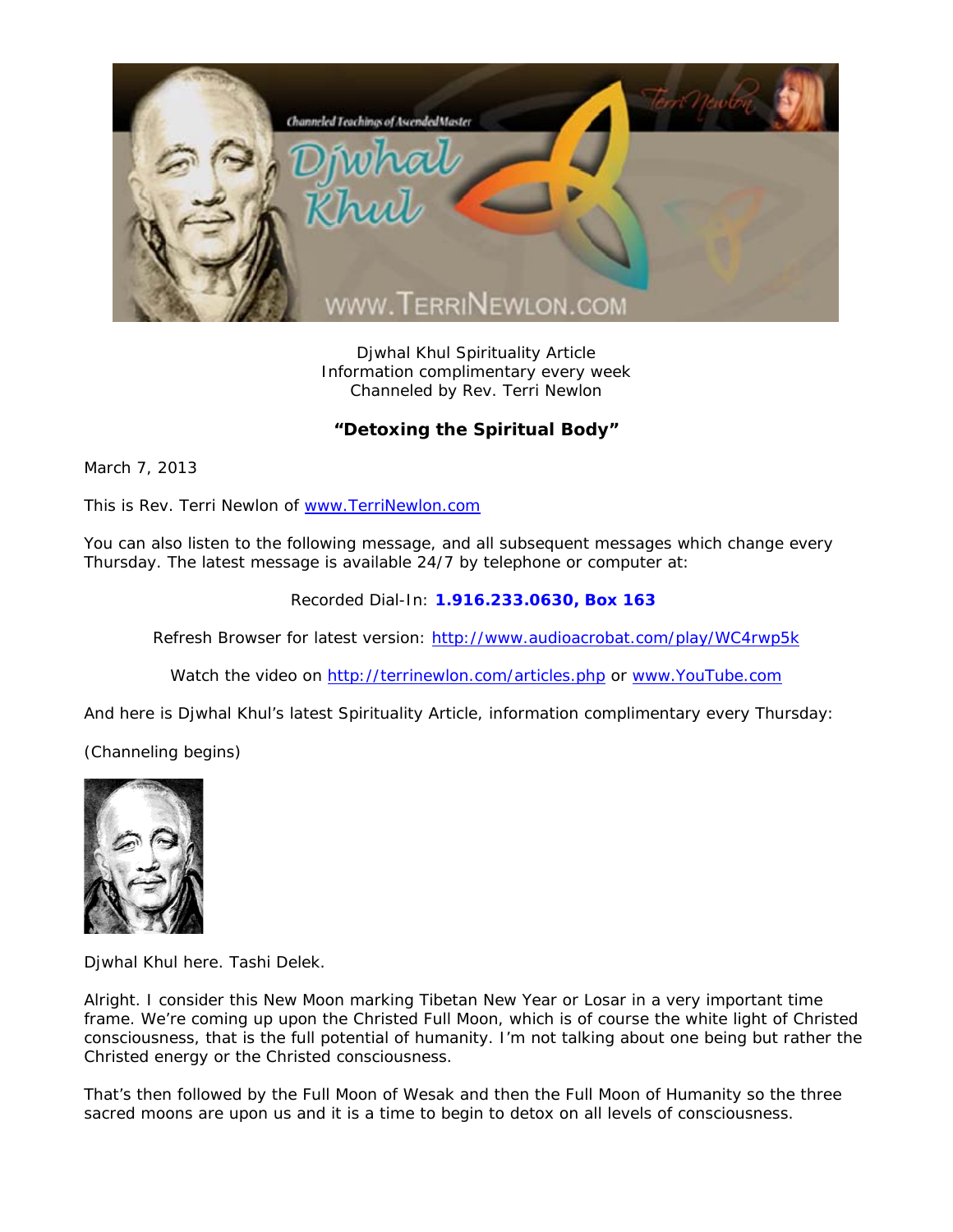Djwhal Khul Spirituality Article
Information complimentary every week
Channeled by Rev. Terri Newlon

## "Detoxing the Spiritual Body"

March 7, 2013

This is Rev. Terri Newlon of www.TerriNewlon.com

You can also listen to the following message, and all subsequent messages which change every Thursday. The latest message is available 24/7 by telephone or computer at:

Recorded Dial-In: **1.916.233.0630, Box 163**

Refresh Browser for latest version: http://www.audioacrobat.com/play/WC4rwp5k

Watch the video on http://terrinewlon.com/articles.php or www.YouTube.com

And here is Djwhal Khul's latest Spirituality Article, information complimentary every Thursday:

(Channeling begins)

Djwhal Khul here. Tashi Delek.

Alright. I consider this New Moon marking Tibetan New Year or Losar in a very important time frame. We're coming up upon the Christed Full Moon, which is of course the white light of Christed consciousness, that is the full potential of humanity. I'm not talking about one being but rather the Christed energy or the Christed consciousness.

That's then followed by the Full Moon of Wesak and then the Full Moon of Humanity so the three sacred moons are upon us and it is a time to begin to detox on all levels of consciousness.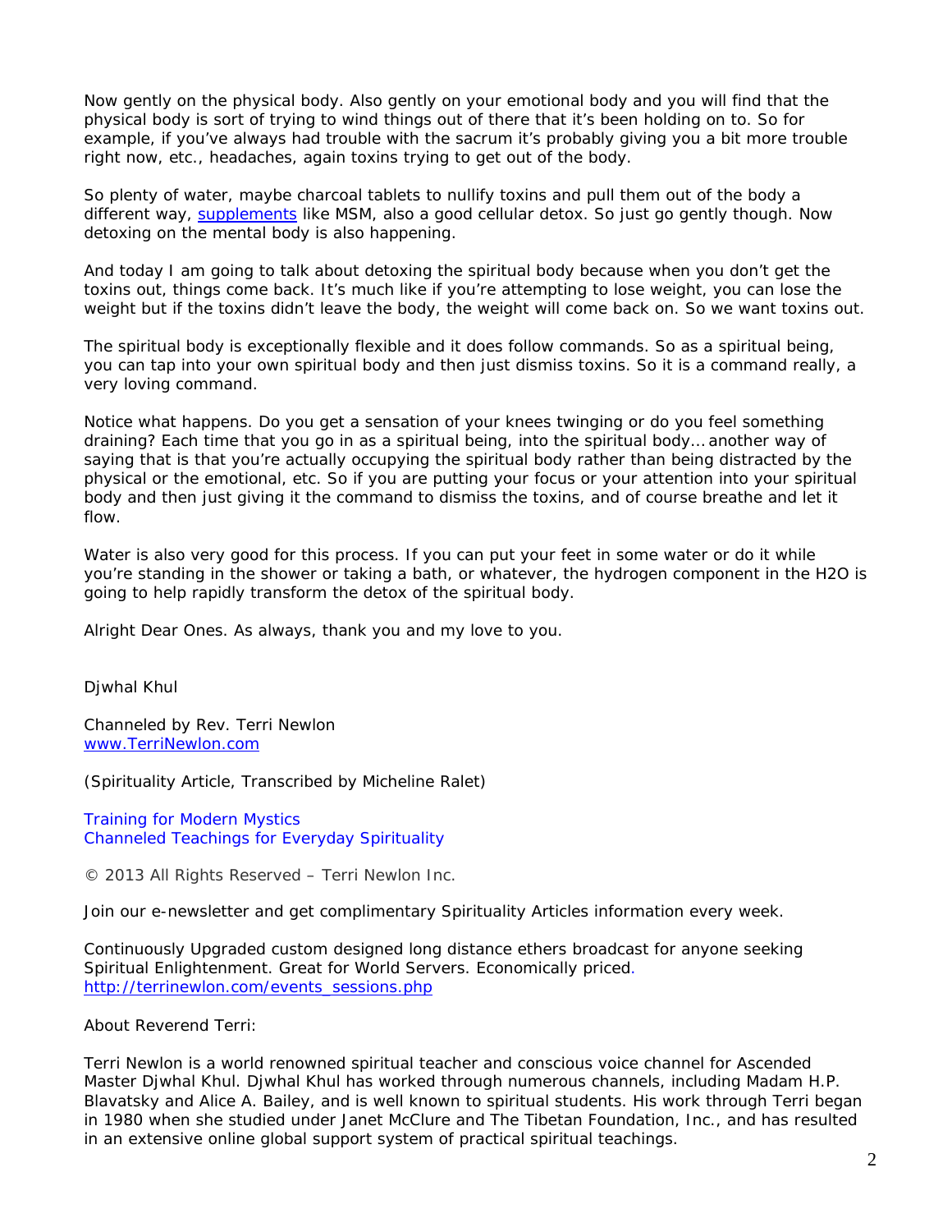Now gently on the physical body. Also gently on your emotional body and you will find that the physical body is sort of trying to wind things out of there that it's been holding on to. So for example, if you've always had trouble with the sacrum it's probably giving you a bit more trouble right now, etc., headaches, again toxins trying to get out of the body.

So plenty of water, maybe charcoal tablets to nullify toxins and pull them out of the body a different way, supplements like MSM, also a good cellular detox. So just go gently though. Now detoxing on the mental body is also happening.

And today I am going to talk about detoxing the spiritual body because when you don't get the toxins out, things come back. It's much like if you're attempting to lose weight, you can lose the weight but if the toxins didn't leave the body, the weight will come back on. So we want toxins out.

The spiritual body is exceptionally flexible and it does follow commands. So as a spiritual being, you can tap into your own spiritual body and then just dismiss toxins. So it is a command really, a very loving command.

Notice what happens. Do you get a sensation of your knees twinging or do you feel something draining? Each time that you go in as a spiritual being, into the spiritual body… another way of saying that is that you're actually occupying the spiritual body rather than being distracted by the physical or the emotional, etc. So if you are putting your focus or your attention into your spiritual body and then just giving it the command to dismiss the toxins, and of course breathe and let it flow.

Water is also very good for this process. If you can put your feet in some water or do it while you're standing in the shower or taking a bath, or whatever, the hydrogen component in the $H_2O$ is going to help rapidly transform the detox of the spiritual body.

Alright Dear Ones. As always, thank you and my love to you.

Djwhal Khul

Channeled by Rev. Terri Newlon
www.TerriNewlon.com

(Spirituality Article, Transcribed by Micheline Ralet)

Training for Modern Mystics
Channeled Teachings for Everyday Spirituality

© 2013 All Rights Reserved – Terri Newlon Inc.

Join our e-newsletter and get complimentary Spirituality Articles information every week.

Continuously Upgraded custom designed long distance ethers broadcast for anyone seeking Spiritual Enlightenment. Great for World Servers. Economically priced.
http://terrinewlon.com/events_sessions.php

About Reverend Terri:

Terri Newlon is a world renowned spiritual teacher and conscious voice channel for Ascended Master Djwhal Khul. Djwhal Khul has worked through numerous channels, including Madam H.P. Blavatsky and Alice A. Bailey, and is well known to spiritual students. His work through Terri began in 1980 when she studied under Janet McClure and The Tibetan Foundation, Inc., and has resulted in an extensive online global support system of practical spiritual teachings.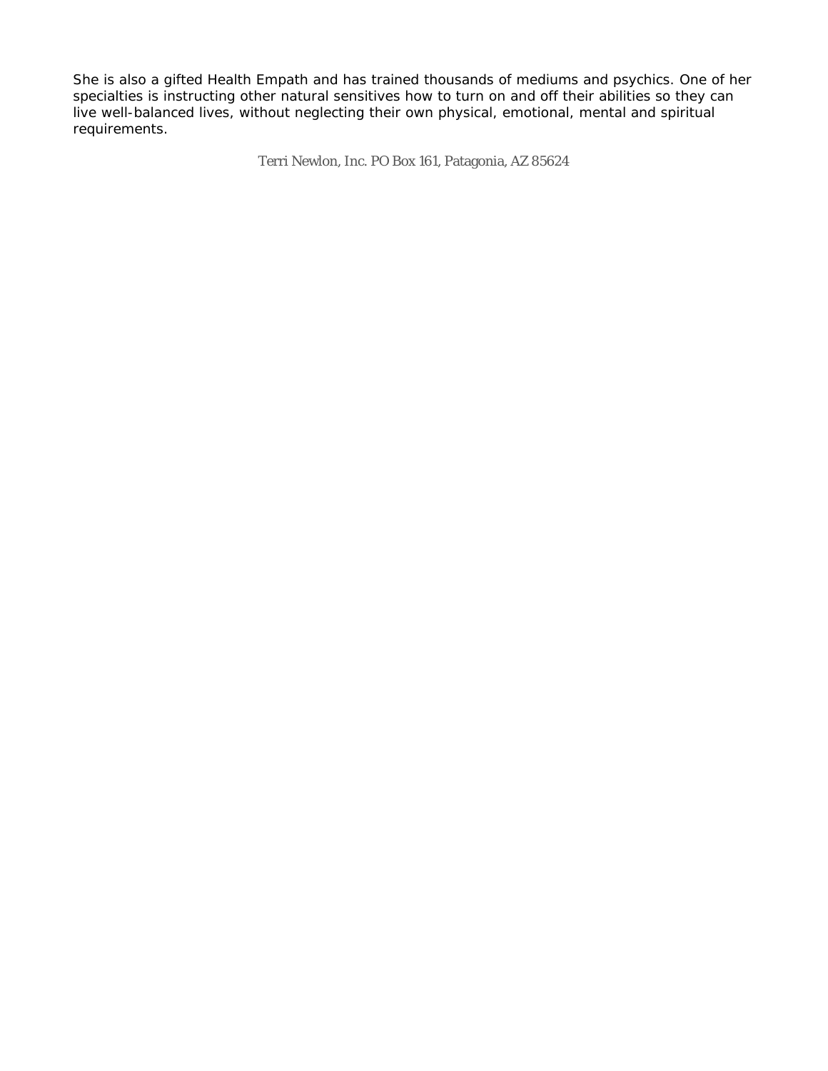She is also a gifted Health Empath and has trained thousands of mediums and psychics. One of her specialties is instructing other natural sensitives how to turn on and off their abilities so they can live well-balanced lives, without neglecting their own physical, emotional, mental and spiritual requirements.

Terri Newlon, Inc. PO Box 161, Patagonia, AZ 85624